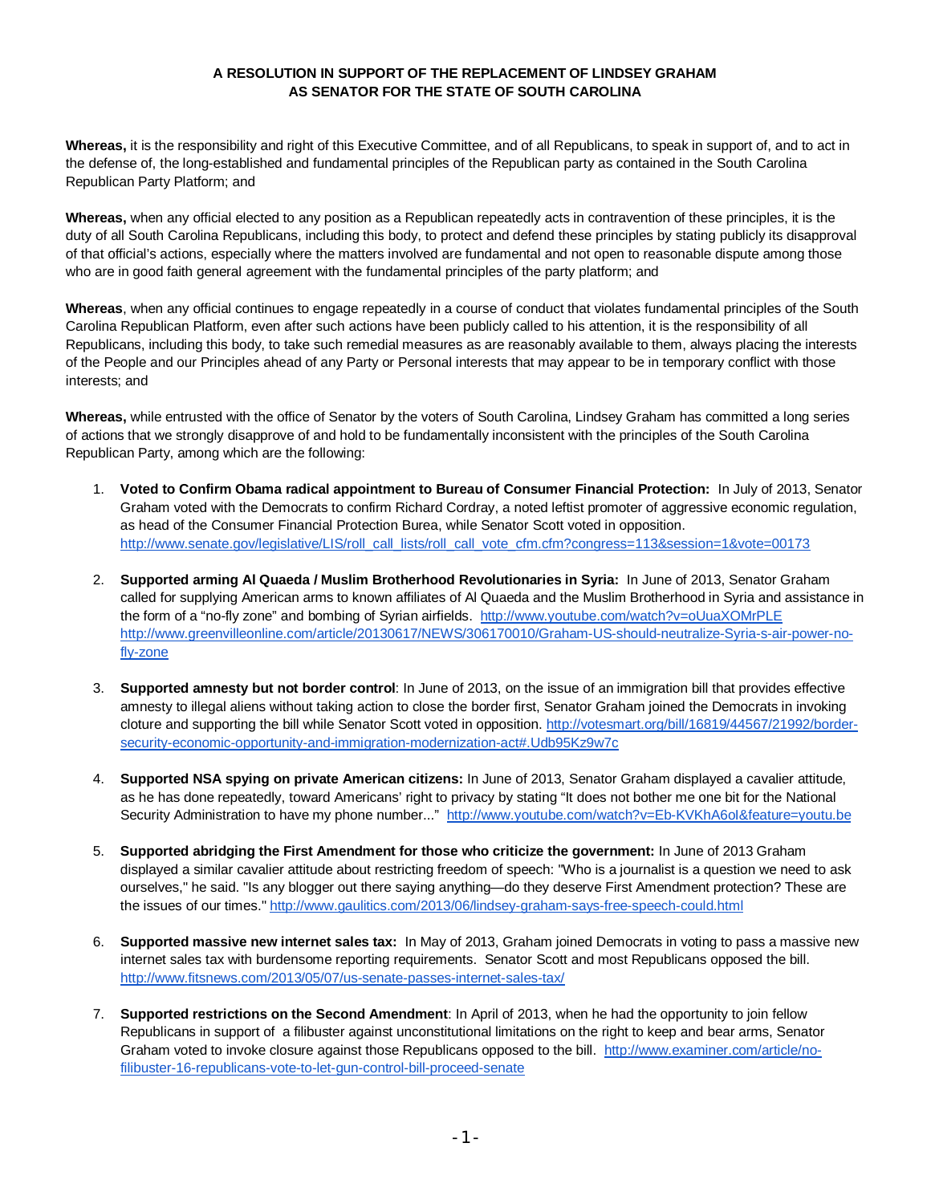**A RESOLUTION IN SUPPORT OF THE REPLACEMENT OF LINDSEY GRAHAM AS SENATOR FOR THE STATE OF SOUTH CAROLINA**

**Whereas,** it is the responsibility and right of this Executive Committee, and of all Republicans, to speak in support of, and to act in the defense of, the long-established and fundamental principles of the Republican party as contained in the South Carolina Republican Party Platform; and

**Whereas,** when any official elected to any position as a Republican repeatedly acts in contravention of these principles, it is the duty of all South Carolina Republicans, including this body, to protect and defend these principles by stating publicly its disapproval of that official's actions, especially where the matters involved are fundamental and not open to reasonable dispute among those who are in good faith general agreement with the fundamental principles of the party platform; and

**Whereas**, when any official continues to engage repeatedly in a course of conduct that violates fundamental principles of the South Carolina Republican Platform, even after such actions have been publicly called to his attention, it is the responsibility of all Republicans, including this body, to take such remedial measures as are reasonably available to them, always placing the interests of the People and our Principles ahead of any Party or Personal interests that may appear to be in temporary conflict with those interests; and

**Whereas,** while entrusted with the office of Senator by the voters of South Carolina, Lindsey Graham has committed a long series of actions that we strongly disapprove of and hold to be fundamentally inconsistent with the principles of the South Carolina Republican Party, among which are the following:

1. **Voted to Confirm Obama radical appointment to Bureau of Consumer Financial Protection:** In July of 2013, Senator Graham voted with the Democrats to confirm Richard Cordray, a noted leftist promoter of aggressive economic regulation, as head of the Consumer Financial Protection Burea, while Senator Scott voted in opposition. http://www.senate.gov/legislative/LIS/roll_call_lists/roll_call_vote_cfm.cfm?congress=113&session=1&vote=00173

2. **Supported arming Al Quaeda / Muslim Brotherhood Revolutionaries in Syria:** In June of 2013, Senator Graham called for supplying American arms to known affiliates of Al Quaeda and the Muslim Brotherhood in Syria and assistance in the form of a "no-fly zone" and bombing of Syrian airfields. http://www.youtube.com/watch?v=oUuaXOMrPLE http://www.greenvilleonline.com/article/20130617/NEWS/306170010/Graham-US-should-neutralize-Syria-s-air-power-no-fly-zone

3. **Supported amnesty but not border control**: In June of 2013, on the issue of an immigration bill that provides effective amnesty to illegal aliens without taking action to close the border first, Senator Graham joined the Democrats in invoking cloture and supporting the bill while Senator Scott voted in opposition. http://votesmart.org/bill/16819/44567/21992/border-security-economic-opportunity-and-immigration-modernization-act#.Udb95Kz9w7c

4. **Supported NSA spying on private American citizens:** In June of 2013, Senator Graham displayed a cavalier attitude, as he has done repeatedly, toward Americans' right to privacy by stating "It does not bother me one bit for the National Security Administration to have my phone number..." http://www.youtube.com/watch?v=Eb-KVKhA6oI&feature=youtu.be

5. **Supported abridging the First Amendment for those who criticize the government:** In June of 2013 Graham displayed a similar cavalier attitude about restricting freedom of speech: "Who is a journalist is a question we need to ask ourselves," he said. "Is any blogger out there saying anything—do they deserve First Amendment protection? These are the issues of our times." http://www.gaulitics.com/2013/06/lindsey-graham-says-free-speech-could.html

6. **Supported massive new internet sales tax:** In May of 2013, Graham joined Democrats in voting to pass a massive new internet sales tax with burdensome reporting requirements. Senator Scott and most Republicans opposed the bill. http://www.fitsnews.com/2013/05/07/us-senate-passes-internet-sales-tax/

7. **Supported restrictions on the Second Amendment**: In April of 2013, when he had the opportunity to join fellow Republicans in support of a filibuster against unconstitutional limitations on the right to keep and bear arms, Senator Graham voted to invoke closure against those Republicans opposed to the bill. http://www.examiner.com/article/no-filibuster-16-republicans-vote-to-let-gun-control-bill-proceed-senate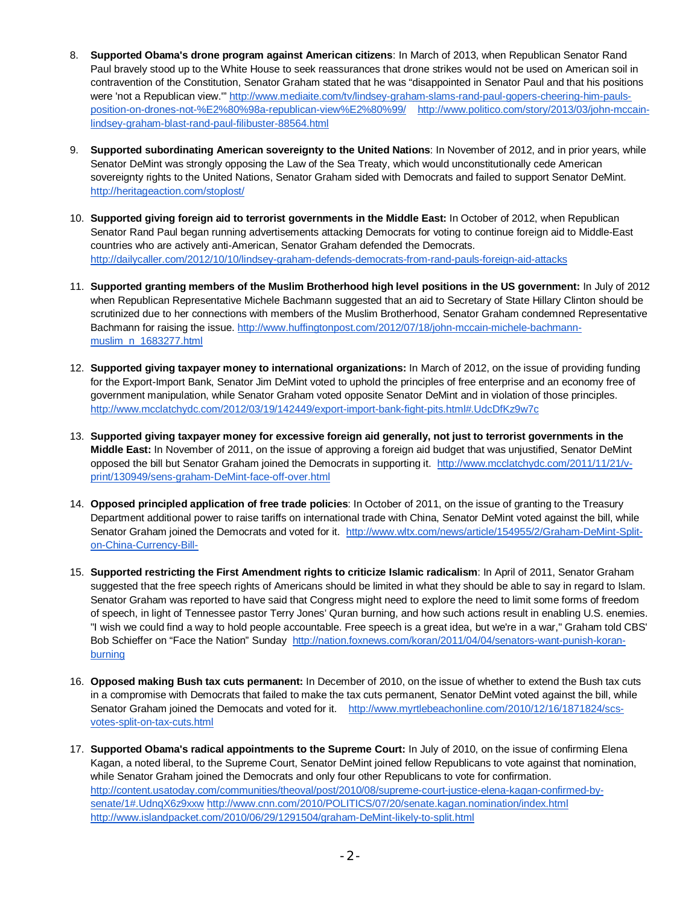8. **Supported Obama's drone program against American citizens**: In March of 2013, when Republican Senator Rand Paul bravely stood up to the White House to seek reassurances that drone strikes would not be used on American soil in contravention of the Constitution, Senator Graham stated that he was "disappointed in Senator Paul and that his positions were 'not a Republican view.'" http://www.mediaite.com/tv/lindsey-graham-slams-rand-paul-gopers-cheering-him-pauls-position-on-drones-not-%E2%80%98a-republican-view%E2%80%99/ http://www.politico.com/story/2013/03/john-mccain-lindsey-graham-blast-rand-paul-filibuster-88564.html

9. **Supported subordinating American sovereignty to the United Nations**: In November of 2012, and in prior years, while Senator DeMint was strongly opposing the Law of the Sea Treaty, which would unconstitutionally cede American sovereignty rights to the United Nations, Senator Graham sided with Democrats and failed to support Senator DeMint. http://heritageaction.com/stoplost/

10. **Supported giving foreign aid to terrorist governments in the Middle East:** In October of 2012, when Republican Senator Rand Paul began running advertisements attacking Democrats for voting to continue foreign aid to Middle-East countries who are actively anti-American, Senator Graham defended the Democrats. http://dailycaller.com/2012/10/10/lindsey-graham-defends-democrats-from-rand-pauls-foreign-aid-attacks

11. **Supported granting members of the Muslim Brotherhood high level positions in the US government:** In July of 2012 when Republican Representative Michele Bachmann suggested that an aid to Secretary of State Hillary Clinton should be scrutinized due to her connections with members of the Muslim Brotherhood, Senator Graham condemned Representative Bachmann for raising the issue. http://www.huffingtonpost.com/2012/07/18/john-mccain-michele-bachmann-muslim_n_1683277.html

12. **Supported giving taxpayer money to international organizations:** In March of 2012, on the issue of providing funding for the Export-Import Bank, Senator Jim DeMint voted to uphold the principles of free enterprise and an economy free of government manipulation, while Senator Graham voted opposite Senator DeMint and in violation of those principles. http://www.mcclatchydc.com/2012/03/19/142449/export-import-bank-fight-pits.html#.UdcDfKz9w7c

13. **Supported giving taxpayer money for excessive foreign aid generally, not just to terrorist governments in the Middle East:** In November of 2011, on the issue of approving a foreign aid budget that was unjustified, Senator DeMint opposed the bill but Senator Graham joined the Democrats in supporting it. http://www.mcclatchydc.com/2011/11/21/v-print/130949/sens-graham-DeMint-face-off-over.html

14. **Opposed principled application of free trade policies**: In October of 2011, on the issue of granting to the Treasury Department additional power to raise tariffs on international trade with China, Senator DeMint voted against the bill, while Senator Graham joined the Democrats and voted for it. http://www.wltx.com/news/article/154955/2/Graham-DeMint-Split-on-China-Currency-Bill-

15. **Supported restricting the First Amendment rights to criticize Islamic radicalism**: In April of 2011, Senator Graham suggested that the free speech rights of Americans should be limited in what they should be able to say in regard to Islam. Senator Graham was reported to have said that Congress might need to explore the need to limit some forms of freedom of speech, in light of Tennessee pastor Terry Jones' Quran burning, and how such actions result in enabling U.S. enemies. "I wish we could find a way to hold people accountable. Free speech is a great idea, but we're in a war," Graham told CBS' Bob Schieffer on "Face the Nation" Sunday http://nation.foxnews.com/koran/2011/04/04/senators-want-punish-koran-burning

16. **Opposed making Bush tax cuts permanent:** In December of 2010, on the issue of whether to extend the Bush tax cuts in a compromise with Democrats that failed to make the tax cuts permanent, Senator DeMint voted against the bill, while Senator Graham joined the Democats and voted for it. http://www.myrtlebeachonline.com/2010/12/16/1871824/scs-votes-split-on-tax-cuts.html

17. **Supported Obama's radical appointments to the Supreme Court:** In July of 2010, on the issue of confirming Elena Kagan, a noted liberal, to the Supreme Court, Senator DeMint joined fellow Republicans to vote against that nomination, while Senator Graham joined the Democrats and only four other Republicans to vote for confirmation. http://content.usatoday.com/communities/theoval/post/2010/08/supreme-court-justice-elena-kagan-confirmed-by-senate/1#.UdnqX6z9xxw http://www.cnn.com/2010/POLITICS/07/20/senate.kagan.nomination/index.html http://www.islandpacket.com/2010/06/29/1291504/graham-DeMint-likely-to-split.html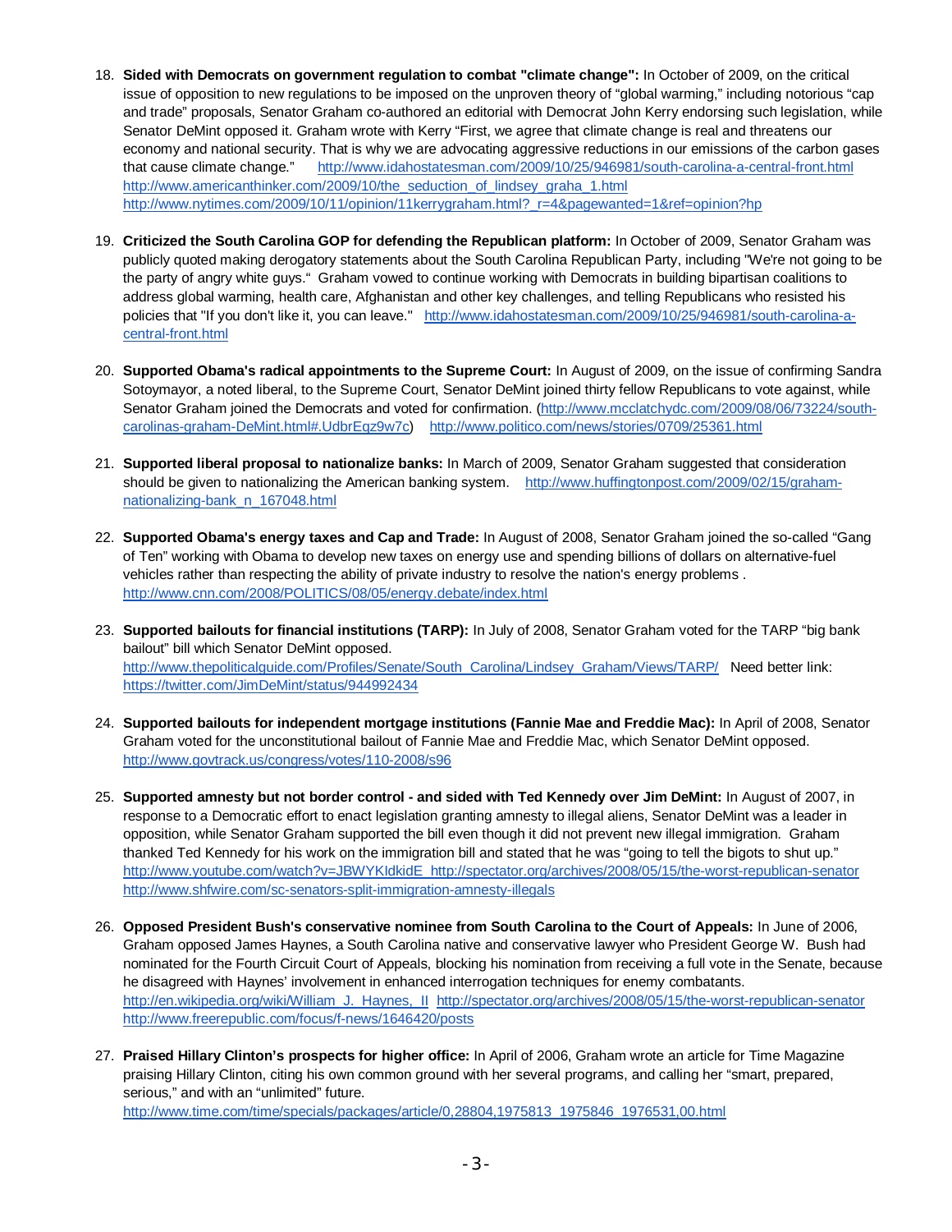18. **Sided with Democrats on government regulation to combat "climate change":** In October of 2009, on the critical issue of opposition to new regulations to be imposed on the unproven theory of "global warming," including notorious "cap and trade" proposals, Senator Graham co-authored an editorial with Democrat John Kerry endorsing such legislation, while Senator DeMint opposed it. Graham wrote with Kerry "First, we agree that climate change is real and threatens our economy and national security. That is why we are advocating aggressive reductions in our emissions of the carbon gases that cause climate change." http://www.idahostatesman.com/2009/10/25/946981/south-carolina-a-central-front.html http://www.americanthinker.com/2009/10/the_seduction_of_lindsey_graha_1.html http://www.nytimes.com/2009/10/11/opinion/11kerrygraham.html?_r=4&pagewanted=1&ref=opinion?hp

19. **Criticized the South Carolina GOP for defending the Republican platform:** In October of 2009, Senator Graham was publicly quoted making derogatory statements about the South Carolina Republican Party, including "We're not going to be the party of angry white guys." Graham vowed to continue working with Democrats in building bipartisan coalitions to address global warming, health care, Afghanistan and other key challenges, and telling Republicans who resisted his policies that "If you don't like it, you can leave." http://www.idahostatesman.com/2009/10/25/946981/south-carolina-a-central-front.html

20. **Supported Obama's radical appointments to the Supreme Court:** In August of 2009, on the issue of confirming Sandra Sotoymayor, a noted liberal, to the Supreme Court, Senator DeMint joined thirty fellow Republicans to vote against, while Senator Graham joined the Democrats and voted for confirmation. (http://www.mcclatchydc.com/2009/08/06/73224/south-carolinas-graham-DeMint.html#.UdbrEqz9w7c) http://www.politico.com/news/stories/0709/25361.html

21. **Supported liberal proposal to nationalize banks:** In March of 2009, Senator Graham suggested that consideration should be given to nationalizing the American banking system. http://www.huffingtonpost.com/2009/02/15/graham-nationalizing-bank_n_167048.html

22. **Supported Obama's energy taxes and Cap and Trade:** In August of 2008, Senator Graham joined the so-called "Gang of Ten" working with Obama to develop new taxes on energy use and spending billions of dollars on alternative-fuel vehicles rather than respecting the ability of private industry to resolve the nation's energy problems . http://www.cnn.com/2008/POLITICS/08/05/energy.debate/index.html

23. **Supported bailouts for financial institutions (TARP):** In July of 2008, Senator Graham voted for the TARP "big bank bailout" bill which Senator DeMint opposed. http://www.thepoliticalguide.com/Profiles/Senate/South_Carolina/Lindsey_Graham/Views/TARP/ Need better link: https://twitter.com/JimDeMint/status/944992434

24. **Supported bailouts for independent mortgage institutions (Fannie Mae and Freddie Mac):** In April of 2008, Senator Graham voted for the unconstitutional bailout of Fannie Mae and Freddie Mac, which Senator DeMint opposed. http://www.govtrack.us/congress/votes/110-2008/s96

25. **Supported amnesty but not border control - and sided with Ted Kennedy over Jim DeMint:** In August of 2007, in response to a Democratic effort to enact legislation granting amnesty to illegal aliens, Senator DeMint was a leader in opposition, while Senator Graham supported the bill even though it did not prevent new illegal immigration. Graham thanked Ted Kennedy for his work on the immigration bill and stated that he was "going to tell the bigots to shut up." http://www.youtube.com/watch?v=JBWYKldkidE http://spectator.org/archives/2008/05/15/the-worst-republican-senator http://www.shfwire.com/sc-senators-split-immigration-amnesty-illegals

26. **Opposed President Bush's conservative nominee from South Carolina to the Court of Appeals:** In June of 2006, Graham opposed James Haynes, a South Carolina native and conservative lawyer who President George W. Bush had nominated for the Fourth Circuit Court of Appeals, blocking his nomination from receiving a full vote in the Senate, because he disagreed with Haynes' involvement in enhanced interrogation techniques for enemy combatants. http://en.wikipedia.org/wiki/William_J._Haynes,_II http://spectator.org/archives/2008/05/15/the-worst-republican-senator http://www.freerepublic.com/focus/f-news/1646420/posts

27. **Praised Hillary Clinton's prospects for higher office:** In April of 2006, Graham wrote an article for Time Magazine praising Hillary Clinton, citing his own common ground with her several programs, and calling her "smart, prepared, serious," and with an "unlimited" future. http://www.time.com/time/specials/packages/article/0,28804,1975813_1975846_1976531,00.html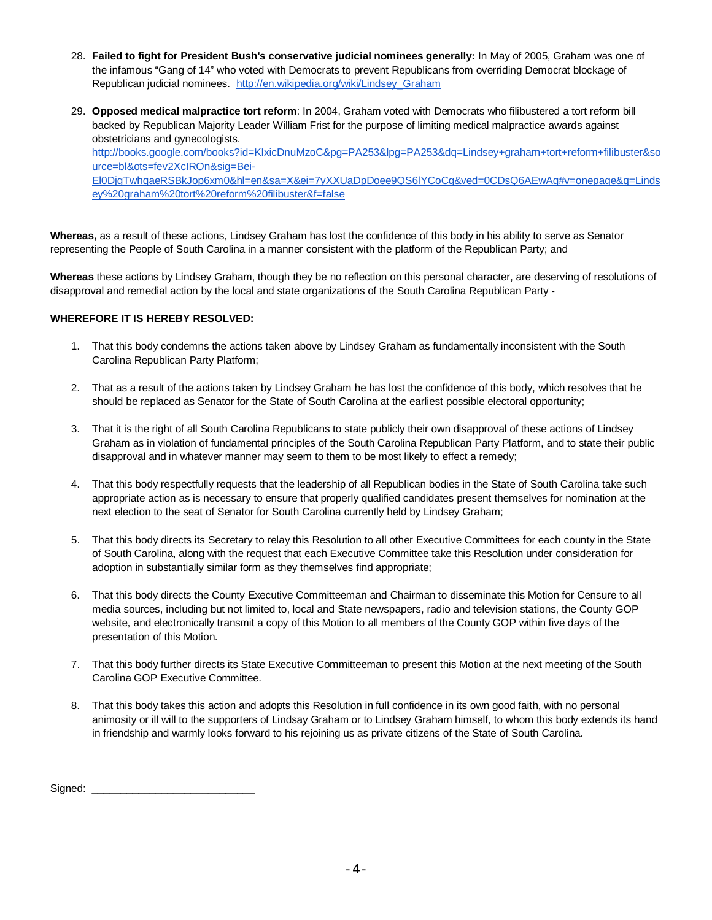28. **Failed to fight for President Bush's conservative judicial nominees generally:** In May of 2005, Graham was one of the infamous "Gang of 14" who voted with Democrats to prevent Republicans from overriding Democrat blockage of Republican judicial nominees. http://en.wikipedia.org/wiki/Lindsey_Graham

29. **Opposed medical malpractice tort reform**: In 2004, Graham voted with Democrats who filibustered a tort reform bill backed by Republican Majority Leader William Frist for the purpose of limiting medical malpractice awards against obstetricians and gynecologists.
http://books.google.com/books?id=KIxicDnuMzoC&pg=PA253&lpg=PA253&dq=Lindsey+graham+tort+reform+filibuster&source=bl&ots=fev2XcIROn&sig=Bei-El0DjgTwhqaeRSBkJop6xm0&hl=en&sa=X&ei=7yXXUaDpDoee9QS6lYCoCg&ved=0CDsQ6AEwAg#v=onepage&q=Lindsey%20graham%20tort%20reform%20filibuster&f=false

**Whereas,** as a result of these actions, Lindsey Graham has lost the confidence of this body in his ability to serve as Senator representing the People of South Carolina in a manner consistent with the platform of the Republican Party; and

**Whereas** these actions by Lindsey Graham, though they be no reflection on this personal character, are deserving of resolutions of disapproval and remedial action by the local and state organizations of the South Carolina Republican Party -

**WHEREFORE IT IS HEREBY RESOLVED:**

1. That this body condemns the actions taken above by Lindsey Graham as fundamentally inconsistent with the South Carolina Republican Party Platform;

2. That as a result of the actions taken by Lindsey Graham he has lost the confidence of this body, which resolves that he should be replaced as Senator for the State of South Carolina at the earliest possible electoral opportunity;

3. That it is the right of all South Carolina Republicans to state publicly their own disapproval of these actions of Lindsey Graham as in violation of fundamental principles of the South Carolina Republican Party Platform, and to state their public disapproval and in whatever manner may seem to them to be most likely to effect a remedy;

4. That this body respectfully requests that the leadership of all Republican bodies in the State of South Carolina take such appropriate action as is necessary to ensure that properly qualified candidates present themselves for nomination at the next election to the seat of Senator for South Carolina currently held by Lindsey Graham;

5. That this body directs its Secretary to relay this Resolution to all other Executive Committees for each county in the State of South Carolina, along with the request that each Executive Committee take this Resolution under consideration for adoption in substantially similar form as they themselves find appropriate;

6. That this body directs the County Executive Committeeman and Chairman to disseminate this Motion for Censure to all media sources, including but not limited to, local and State newspapers, radio and television stations, the County GOP website, and electronically transmit a copy of this Motion to all members of the County GOP within five days of the presentation of this Motion.

7. That this body further directs its State Executive Committeeman to present this Motion at the next meeting of the South Carolina GOP Executive Committee.

8. That this body takes this action and adopts this Resolution in full confidence in its own good faith, with no personal animosity or ill will to the supporters of Lindsay Graham or to Lindsey Graham himself, to whom this body extends its hand in friendship and warmly looks forward to his rejoining us as private citizens of the State of South Carolina.

Signed: ___________________________